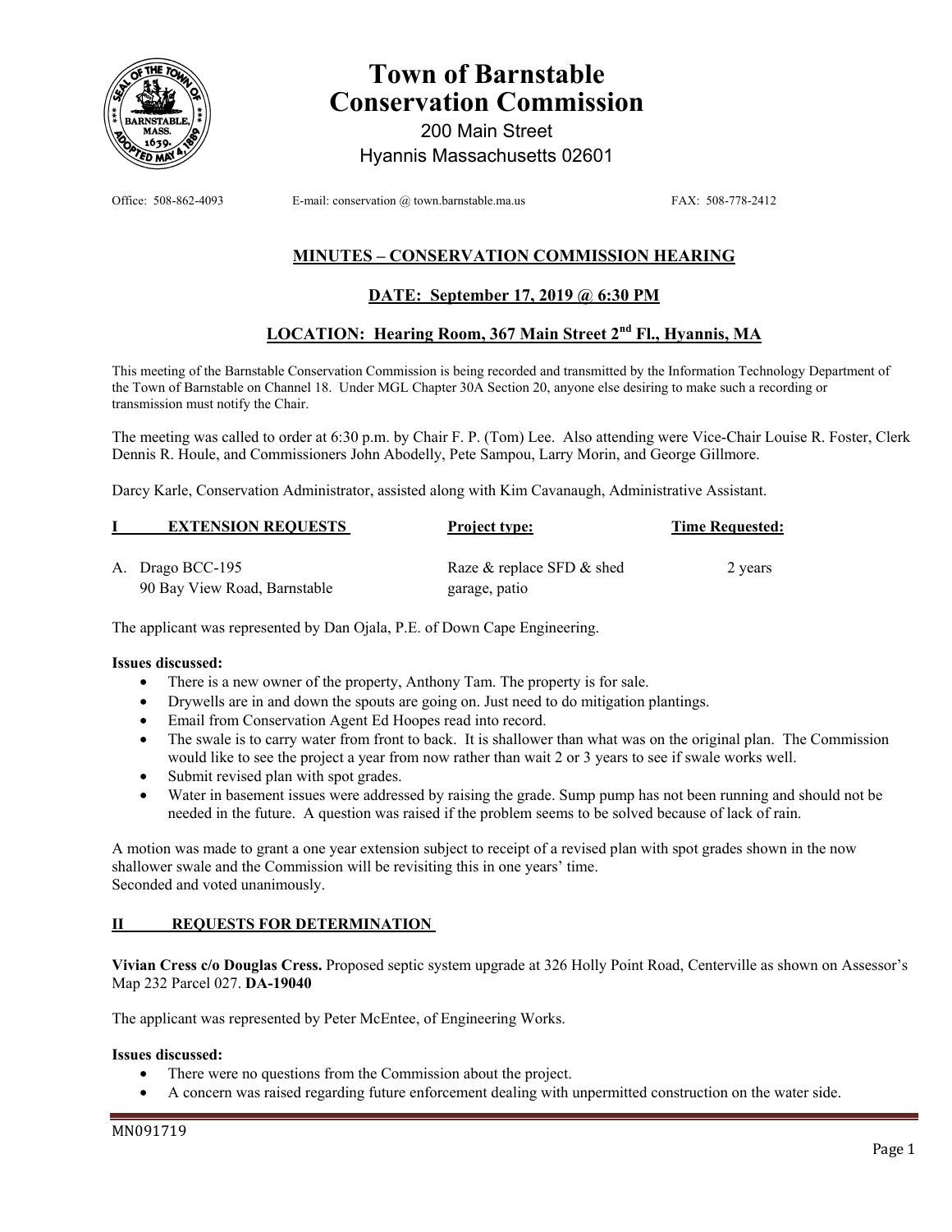# Town of Barnstable
# Conservation Commission

200 Main Street
Hyannis Massachusetts 02601

Office: 508-862-4093 E-mail: conservation @ town.barnstable.ma.us FAX: 508-778-2412

## MINUTES – CONSERVATION COMMISSION HEARING

## DATE: September 17, 2019 @ 6:30 PM

## LOCATION: Hearing Room, 367 Main Street 2nd Fl., Hyannis, MA

This meeting of the Barnstable Conservation Commission is being recorded and transmitted by the Information Technology Department of the Town of Barnstable on Channel 18. Under MGL Chapter 30A Section 20, anyone else desiring to make such a recording or transmission must notify the Chair.

The meeting was called to order at 6:30 p.m. by Chair F. P. (Tom) Lee. Also attending were Vice-Chair Louise R. Foster, Clerk Dennis R. Houle, and Commissioners John Abodelly, Pete Sampou, Larry Morin, and George Gillmore.

Darcy Karle, Conservation Administrator, assisted along with Kim Cavanaugh, Administrative Assistant.

| I EXTENSION REQUESTS | Project type: | Time Requested: |
|---|---|---|
| A. Drago BCC-195<br>90 Bay View Road, Barnstable | Raze & replace SFD & shed garage, patio | 2 years |

The applicant was represented by Dan Ojala, P.E. of Down Cape Engineering.

**Issues discussed:**

- There is a new owner of the property, Anthony Tam. The property is for sale.
- Drywells are in and down the spouts are going on. Just need to do mitigation plantings.
- Email from Conservation Agent Ed Hoopes read into record.
- The swale is to carry water from front to back. It is shallower than what was on the original plan. The Commission would like to see the project a year from now rather than wait 2 or 3 years to see if swale works well.
- Submit revised plan with spot grades.
- Water in basement issues were addressed by raising the grade. Sump pump has not been running and should not be needed in the future. A question was raised if the problem seems to be solved because of lack of rain.

A motion was made to grant a one year extension subject to receipt of a revised plan with spot grades shown in the now shallower swale and the Commission will be revisiting this in one years' time.
Seconded and voted unanimously.

## II REQUESTS FOR DETERMINATION

**Vivian Cress c/o Douglas Cress.** Proposed septic system upgrade at 326 Holly Point Road, Centerville as shown on Assessor's Map 232 Parcel 027. **DA-19040**

The applicant was represented by Peter McEntee, of Engineering Works.

**Issues discussed:**

- There were no questions from the Commission about the project.
- A concern was raised regarding future enforcement dealing with unpermitted construction on the water side.

MN091719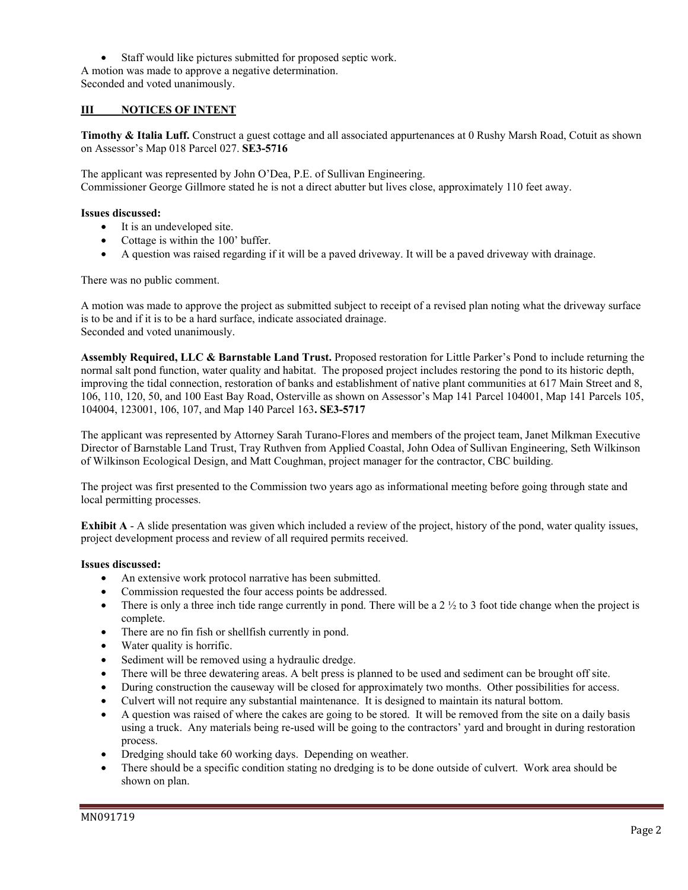- Staff would like pictures submitted for proposed septic work.

A motion was made to approve a negative determination.
Seconded and voted unanimously.

## III NOTICES OF INTENT

**Timothy & Italia Luff.** Construct a guest cottage and all associated appurtenances at 0 Rushy Marsh Road, Cotuit as shown on Assessor's Map 018 Parcel 027. **SE3-5716**

The applicant was represented by John O'Dea, P.E. of Sullivan Engineering.
Commissioner George Gillmore stated he is not a direct abutter but lives close, approximately 110 feet away.

**Issues discussed:**

- It is an undeveloped site.
- Cottage is within the 100' buffer.
- A question was raised regarding if it will be a paved driveway. It will be a paved driveway with drainage.

There was no public comment.

A motion was made to approve the project as submitted subject to receipt of a revised plan noting what the driveway surface is to be and if it is to be a hard surface, indicate associated drainage.
Seconded and voted unanimously.

**Assembly Required, LLC & Barnstable Land Trust.** Proposed restoration for Little Parker's Pond to include returning the normal salt pond function, water quality and habitat. The proposed project includes restoring the pond to its historic depth, improving the tidal connection, restoration of banks and establishment of native plant communities at 617 Main Street and 8, 106, 110, 120, 50, and 100 East Bay Road, Osterville as shown on Assessor's Map 141 Parcel 104001, Map 141 Parcels 105, 104004, 123001, 106, 107, and Map 140 Parcel 163**. SE3-5717**

The applicant was represented by Attorney Sarah Turano-Flores and members of the project team, Janet Milkman Executive Director of Barnstable Land Trust, Tray Ruthven from Applied Coastal, John Odea of Sullivan Engineering, Seth Wilkinson of Wilkinson Ecological Design, and Matt Coughman, project manager for the contractor, CBC building.

The project was first presented to the Commission two years ago as informational meeting before going through state and local permitting processes.

**Exhibit A** - A slide presentation was given which included a review of the project, history of the pond, water quality issues, project development process and review of all required permits received.

**Issues discussed:**

- An extensive work protocol narrative has been submitted.
- Commission requested the four access points be addressed.
- There is only a three inch tide range currently in pond. There will be a 2 ½ to 3 foot tide change when the project is complete.
- There are no fin fish or shellfish currently in pond.
- Water quality is horrific.
- Sediment will be removed using a hydraulic dredge.
- There will be three dewatering areas. A belt press is planned to be used and sediment can be brought off site.
- During construction the causeway will be closed for approximately two months. Other possibilities for access.
- Culvert will not require any substantial maintenance. It is designed to maintain its natural bottom.
- A question was raised of where the cakes are going to be stored. It will be removed from the site on a daily basis using a truck. Any materials being re-used will be going to the contractors' yard and brought in during restoration process.
- Dredging should take 60 working days. Depending on weather.
- There should be a specific condition stating no dredging is to be done outside of culvert. Work area should be shown on plan.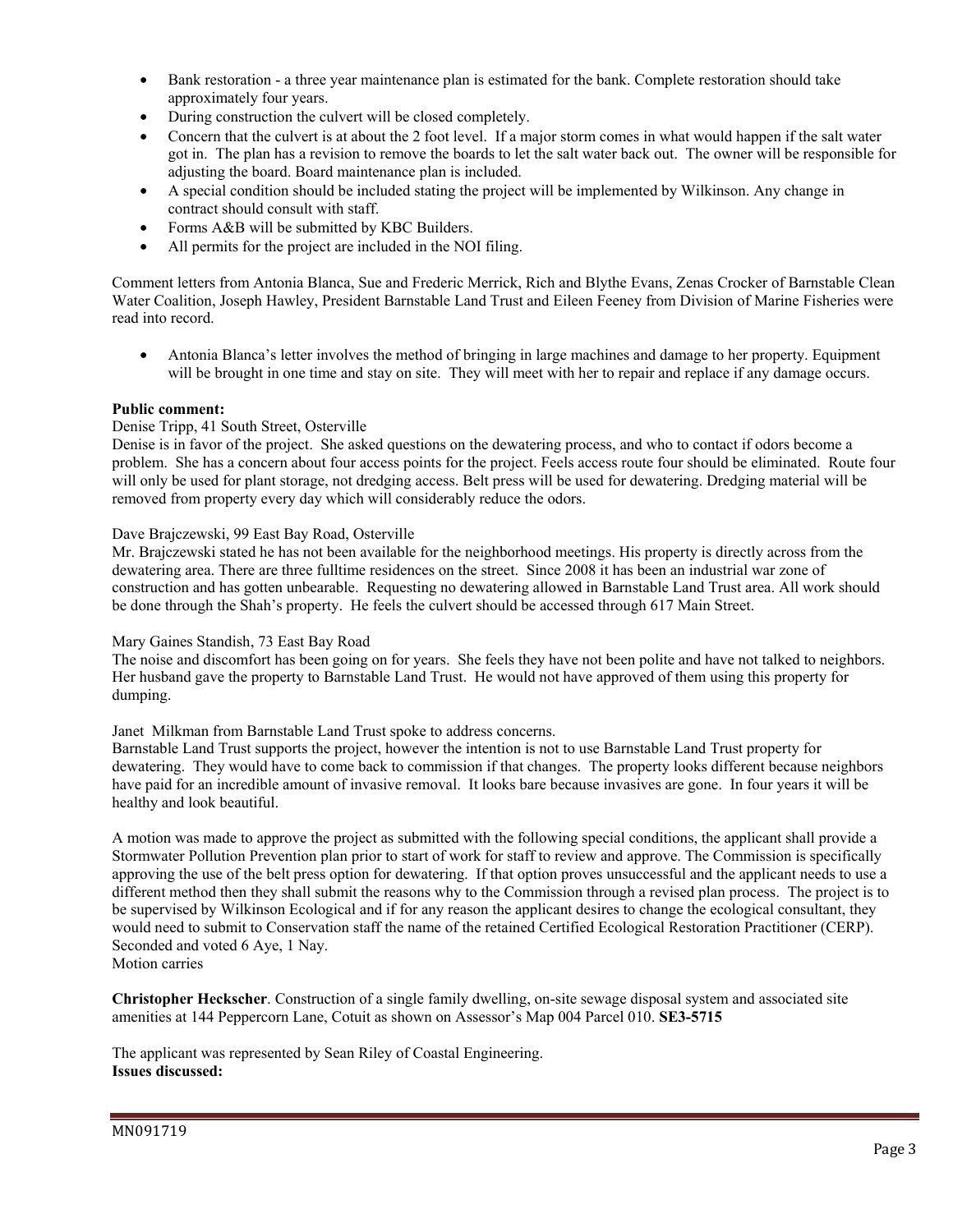- Bank restoration - a three year maintenance plan is estimated for the bank. Complete restoration should take approximately four years.
- During construction the culvert will be closed completely.
- Concern that the culvert is at about the 2 foot level. If a major storm comes in what would happen if the salt water got in. The plan has a revision to remove the boards to let the salt water back out. The owner will be responsible for adjusting the board. Board maintenance plan is included.
- A special condition should be included stating the project will be implemented by Wilkinson. Any change in contract should consult with staff.
- Forms A&B will be submitted by KBC Builders.
- All permits for the project are included in the NOI filing.

Comment letters from Antonia Blanca, Sue and Frederic Merrick, Rich and Blythe Evans, Zenas Crocker of Barnstable Clean Water Coalition, Joseph Hawley, President Barnstable Land Trust and Eileen Feeney from Division of Marine Fisheries were read into record.

- Antonia Blanca's letter involves the method of bringing in large machines and damage to her property. Equipment will be brought in one time and stay on site. They will meet with her to repair and replace if any damage occurs.

**Public comment:**

Denise Tripp, 41 South Street, Osterville
Denise is in favor of the project. She asked questions on the dewatering process, and who to contact if odors become a problem. She has a concern about four access points for the project. Feels access route four should be eliminated. Route four will only be used for plant storage, not dredging access. Belt press will be used for dewatering. Dredging material will be removed from property every day which will considerably reduce the odors.

Dave Brajczewski, 99 East Bay Road, Osterville
Mr. Brajczewski stated he has not been available for the neighborhood meetings. His property is directly across from the dewatering area. There are three fulltime residences on the street. Since 2008 it has been an industrial war zone of construction and has gotten unbearable. Requesting no dewatering allowed in Barnstable Land Trust area. All work should be done through the Shah's property. He feels the culvert should be accessed through 617 Main Street.

Mary Gaines Standish, 73 East Bay Road
The noise and discomfort has been going on for years. She feels they have not been polite and have not talked to neighbors. Her husband gave the property to Barnstable Land Trust. He would not have approved of them using this property for dumping.

Janet Milkman from Barnstable Land Trust spoke to address concerns.
Barnstable Land Trust supports the project, however the intention is not to use Barnstable Land Trust property for dewatering. They would have to come back to commission if that changes. The property looks different because neighbors have paid for an incredible amount of invasive removal. It looks bare because invasives are gone. In four years it will be healthy and look beautiful.

A motion was made to approve the project as submitted with the following special conditions, the applicant shall provide a Stormwater Pollution Prevention plan prior to start of work for staff to review and approve. The Commission is specifically approving the use of the belt press option for dewatering. If that option proves unsuccessful and the applicant needs to use a different method then they shall submit the reasons why to the Commission through a revised plan process. The project is to be supervised by Wilkinson Ecological and if for any reason the applicant desires to change the ecological consultant, they would need to submit to Conservation staff the name of the retained Certified Ecological Restoration Practitioner (CERP).
Seconded and voted 6 Aye, 1 Nay.
Motion carries

**Christopher Heckscher**. Construction of a single family dwelling, on-site sewage disposal system and associated site amenities at 144 Peppercorn Lane, Cotuit as shown on Assessor's Map 004 Parcel 010. **SE3-5715**

The applicant was represented by Sean Riley of Coastal Engineering.
**Issues discussed:**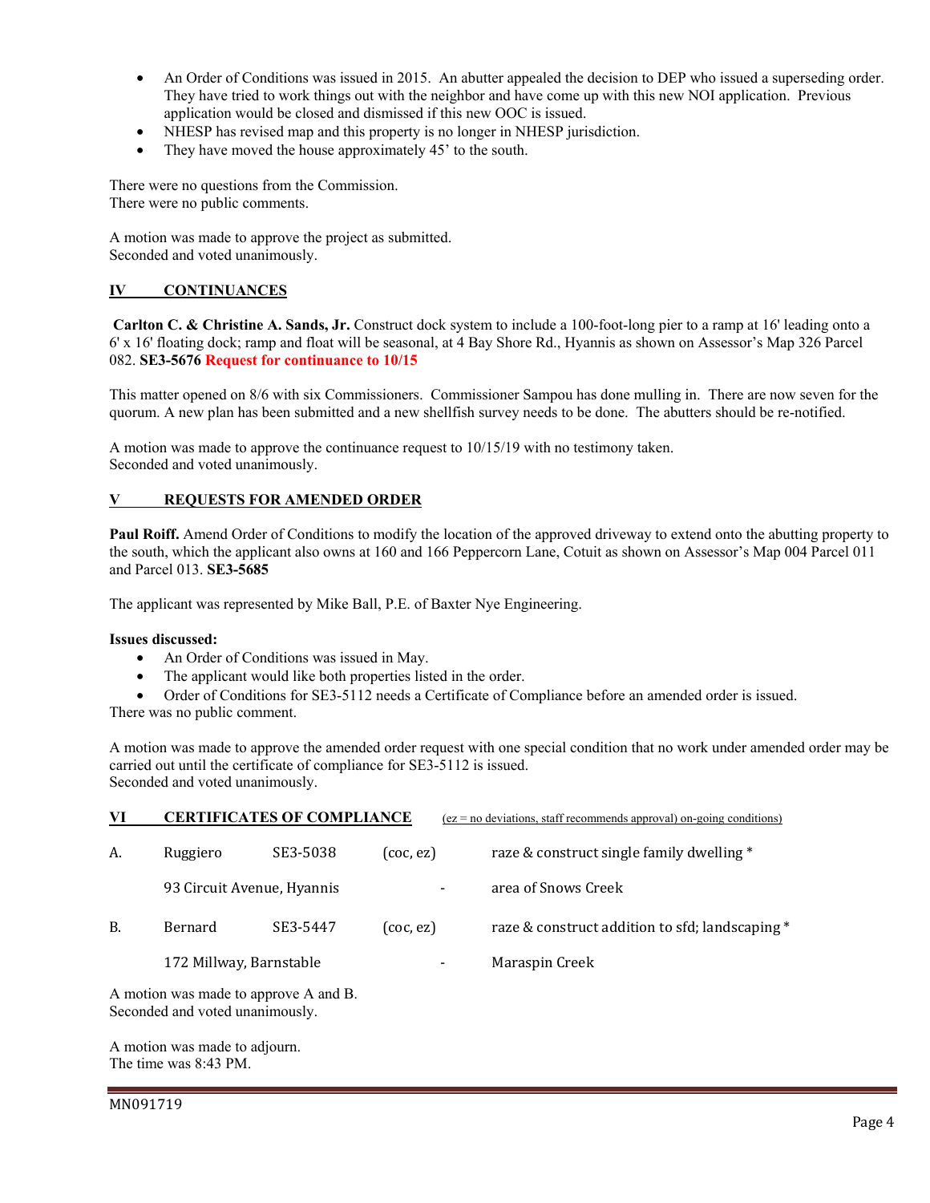- An Order of Conditions was issued in 2015. An abutter appealed the decision to DEP who issued a superseding order. They have tried to work things out with the neighbor and have come up with this new NOI application. Previous application would be closed and dismissed if this new OOC is issued.
- NHESP has revised map and this property is no longer in NHESP jurisdiction.
- They have moved the house approximately 45' to the south.

There were no questions from the Commission.
There were no public comments.

A motion was made to approve the project as submitted.
Seconded and voted unanimously.

## IV CONTINUANCES

**Carlton C. & Christine A. Sands, Jr.** Construct dock system to include a 100-foot-long pier to a ramp at 16' leading onto a 6' x 16' floating dock; ramp and float will be seasonal, at 4 Bay Shore Rd., Hyannis as shown on Assessor's Map 326 Parcel 082. **SE3-5676** **Request for continuance to 10/15**

This matter opened on 8/6 with six Commissioners. Commissioner Sampou has done mulling in. There are now seven for the quorum. A new plan has been submitted and a new shellfish survey needs to be done. The abutters should be re-notified.

A motion was made to approve the continuance request to 10/15/19 with no testimony taken.
Seconded and voted unanimously.

## V REQUESTS FOR AMENDED ORDER

**Paul Roiff.** Amend Order of Conditions to modify the location of the approved driveway to extend onto the abutting property to the south, which the applicant also owns at 160 and 166 Peppercorn Lane, Cotuit as shown on Assessor's Map 004 Parcel 011 and Parcel 013. **SE3-5685**

The applicant was represented by Mike Ball, P.E. of Baxter Nye Engineering.

**Issues discussed:**

- An Order of Conditions was issued in May.
- The applicant would like both properties listed in the order.
- Order of Conditions for SE3-5112 needs a Certificate of Compliance before an amended order is issued.

There was no public comment.

A motion was made to approve the amended order request with one special condition that no work under amended order may be carried out until the certificate of compliance for SE3-5112 is issued.
Seconded and voted unanimously.

## VI CERTIFICATES OF COMPLIANCE

(ez = no deviations, staff recommends approval) on-going conditions)

| | | | | |
|---|---|---|---|---|
| A. | Ruggiero | SE3-5038 | (coc, ez) | raze & construct single family dwelling * |
| | 93 Circuit Avenue, Hyannis | | - | area of Snows Creek |
| B. | Bernard | SE3-5447 | (coc, ez) | raze & construct addition to sfd; landscaping * |
| | 172 Millway, Barnstable | | - | Maraspin Creek |

A motion was made to approve A and B.
Seconded and voted unanimously.

A motion was made to adjourn.
The time was 8:43 PM.

MN091719